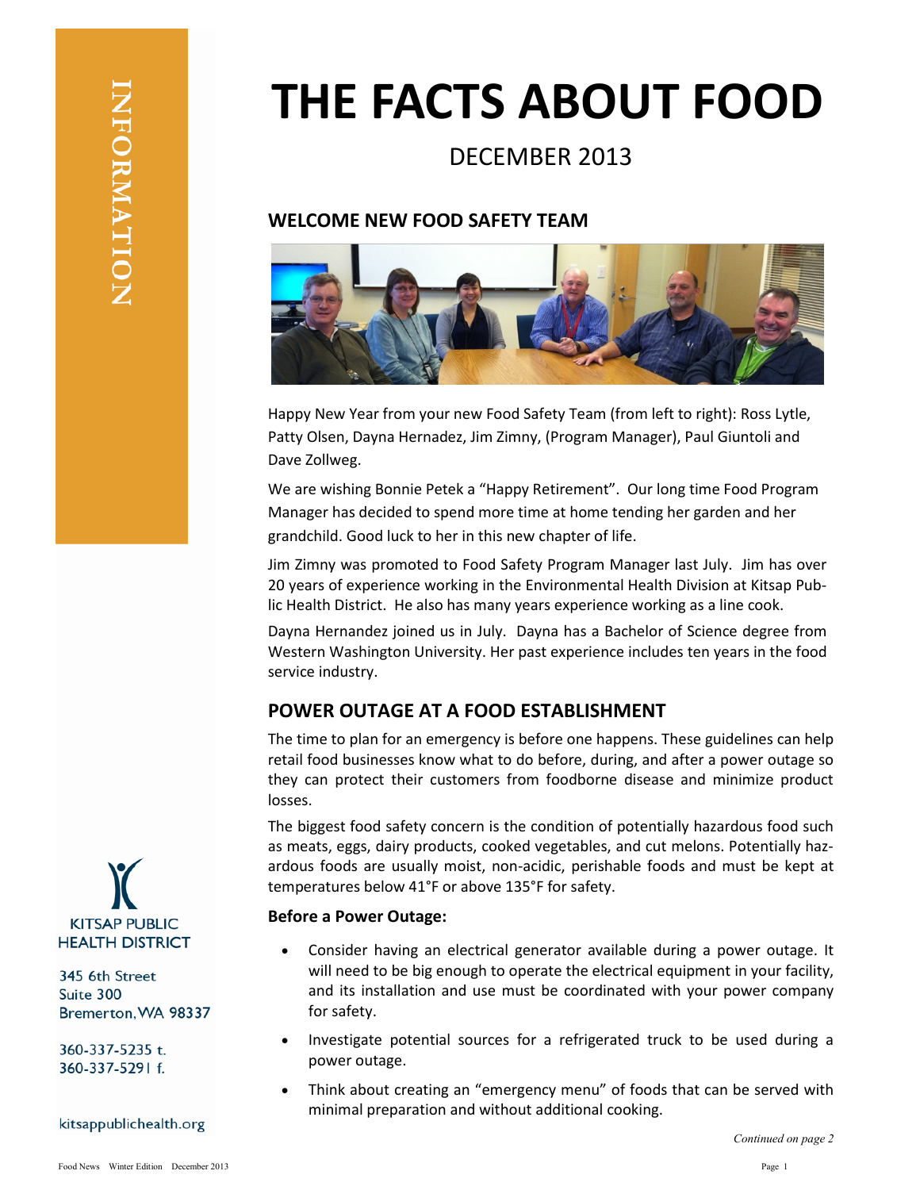INFORMATION

# THE FACTS ABOUT FOOD

DECEMBER 2013

## WELCOME NEW FOOD SAFETY TEAM

Happy New Year from your new Food Safety Team (from left to right): Ross Lytle, Patty Olsen, Dayna Hernadez, Jim Zimny, (Program Manager), Paul Giuntoli and Dave Zollweg.

We are wishing Bonnie Petek a "Happy Retirement". Our long time Food Program Manager has decided to spend more time at home tending her garden and her grandchild. Good luck to her in this new chapter of life.

Jim Zimny was promoted to Food Safety Program Manager last July. Jim has over 20 years of experience working in the Environmental Health Division at Kitsap Public Health District. He also has many years experience working as a line cook.

Dayna Hernandez joined us in July. Dayna has a Bachelor of Science degree from Western Washington University. Her past experience includes ten years in the food service industry.

## POWER OUTAGE AT A FOOD ESTABLISHMENT

The time to plan for an emergency is before one happens. These guidelines can help retail food businesses know what to do before, during, and after a power outage so they can protect their customers from foodborne disease and minimize product losses.

The biggest food safety concern is the condition of potentially hazardous food such as meats, eggs, dairy products, cooked vegetables, and cut melons. Potentially hazardous foods are usually moist, non-acidic, perishable foods and must be kept at temperatures below 41°F or above 135°F for safety.

**Before a Power Outage:**

- Consider having an electrical generator available during a power outage. It will need to be big enough to operate the electrical equipment in your facility, and its installation and use must be coordinated with your power company for safety.
- Investigate potential sources for a refrigerated truck to be used during a power outage.
- Think about creating an "emergency menu" of foods that can be served with minimal preparation and without additional cooking.

*Continued on page 2*

KITSAP PUBLIC HEALTH DISTRICT

345 6th Street
Suite 300
Bremerton, WA 98337

360-337-5235 t.
360-337-5291 f.

kitsappublichealth.org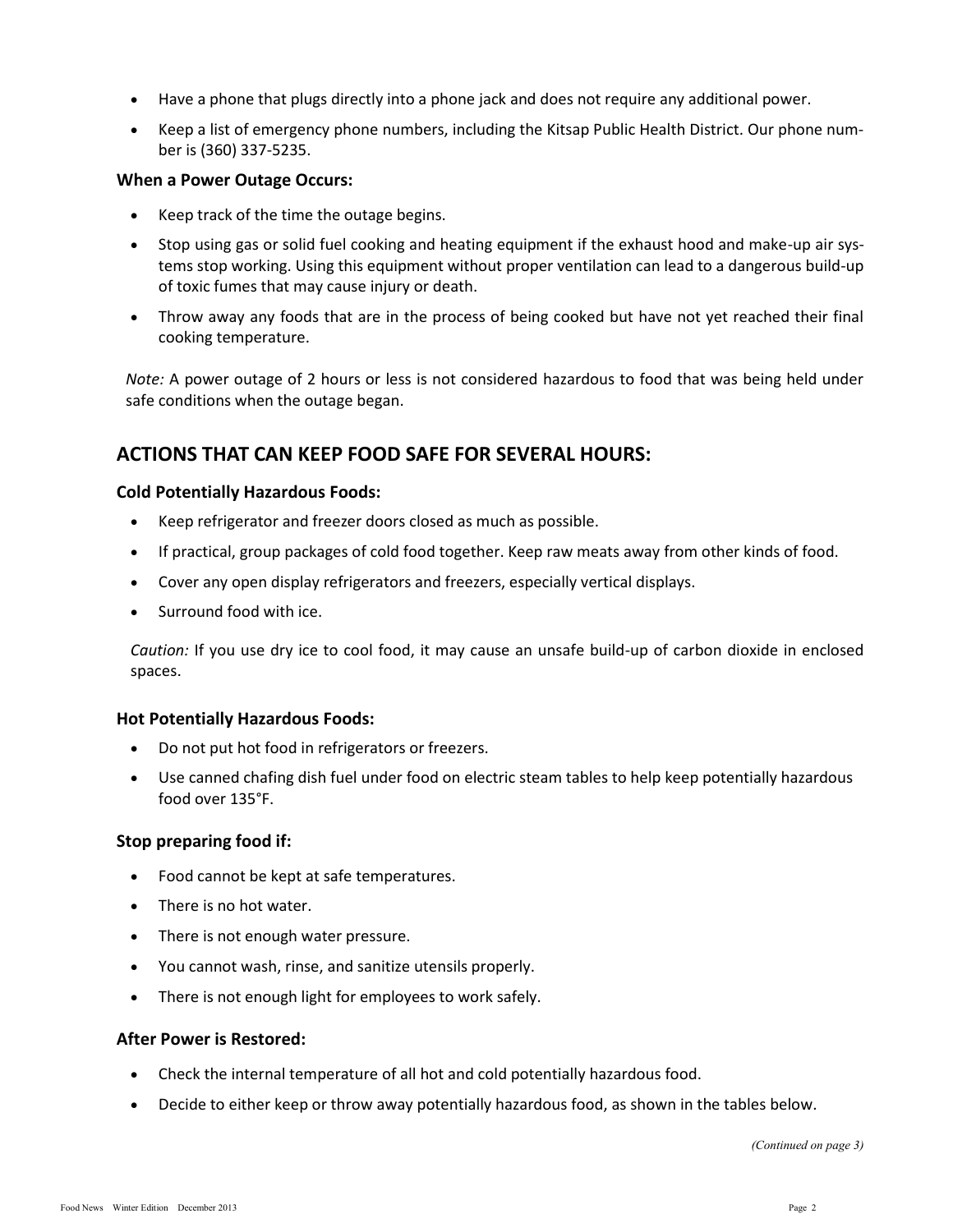- Have a phone that plugs directly into a phone jack and does not require any additional power.
- Keep a list of emergency phone numbers, including the Kitsap Public Health District. Our phone number is (360) 337-5235.

### When a Power Outage Occurs:

- Keep track of the time the outage begins.
- Stop using gas or solid fuel cooking and heating equipment if the exhaust hood and make-up air systems stop working. Using this equipment without proper ventilation can lead to a dangerous build-up of toxic fumes that may cause injury or death.
- Throw away any foods that are in the process of being cooked but have not yet reached their final cooking temperature.

*Note:* A power outage of 2 hours or less is not considered hazardous to food that was being held under safe conditions when the outage began.

## ACTIONS THAT CAN KEEP FOOD SAFE FOR SEVERAL HOURS:

### Cold Potentially Hazardous Foods:

- Keep refrigerator and freezer doors closed as much as possible.
- If practical, group packages of cold food together. Keep raw meats away from other kinds of food.
- Cover any open display refrigerators and freezers, especially vertical displays.
- Surround food with ice.

*Caution:* If you use dry ice to cool food, it may cause an unsafe build-up of carbon dioxide in enclosed spaces.

### Hot Potentially Hazardous Foods:

- Do not put hot food in refrigerators or freezers.
- Use canned chafing dish fuel under food on electric steam tables to help keep potentially hazardous food over 135°F.

### Stop preparing food if:

- Food cannot be kept at safe temperatures.
- There is no hot water.
- There is not enough water pressure.
- You cannot wash, rinse, and sanitize utensils properly.
- There is not enough light for employees to work safely.

### After Power is Restored:

- Check the internal temperature of all hot and cold potentially hazardous food.
- Decide to either keep or throw away potentially hazardous food, as shown in the tables below.

*(Continued on page 3)*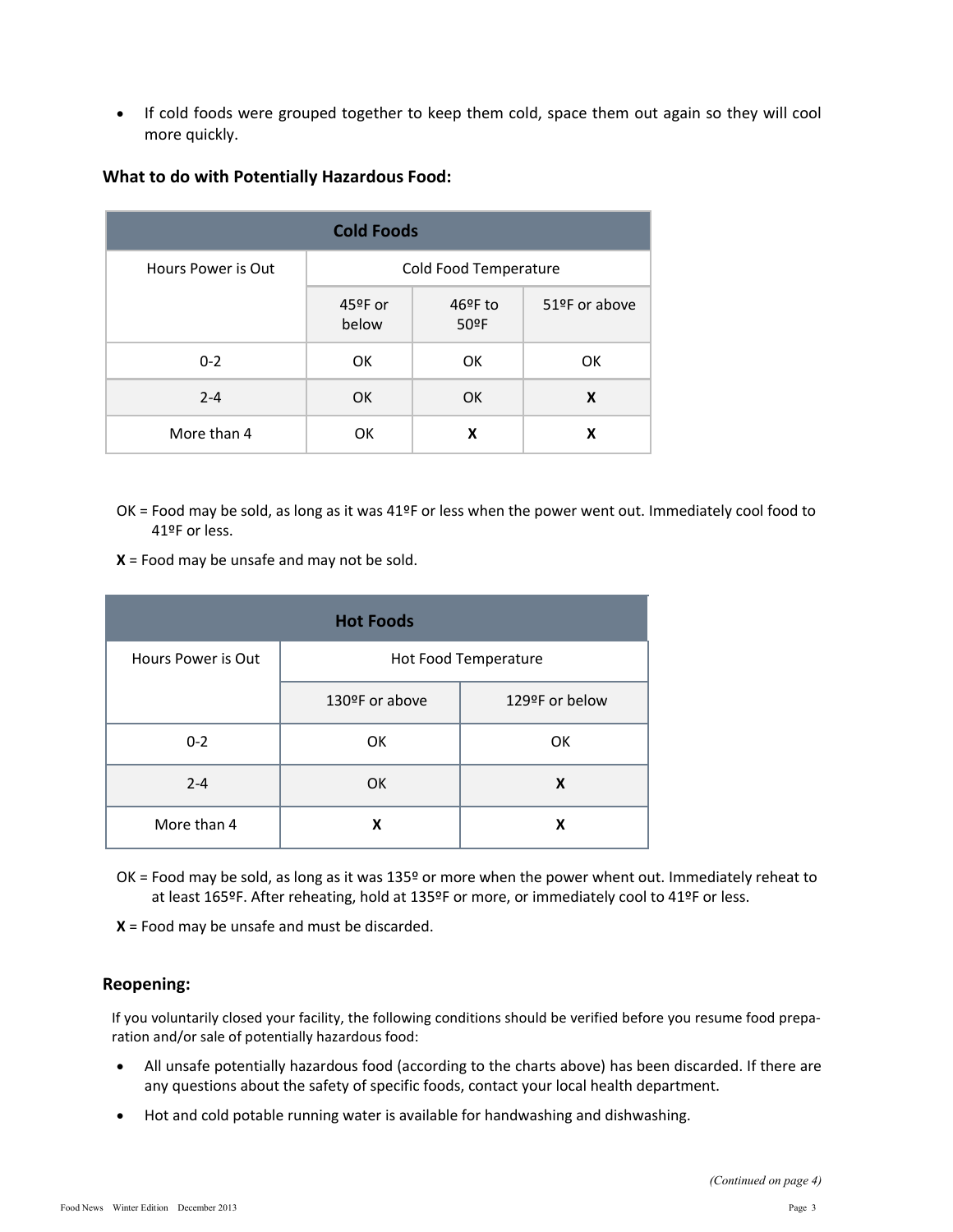- If cold foods were grouped together to keep them cold, space them out again so they will cool more quickly.

### What to do with Potentially Hazardous Food:

| Cold Foods | | | |
|---|---|---|---|
| Hours Power is Out | Cold Food Temperature | | |
| | 45ºF or below | 46ºF to 50ºF | 51ºF or above |
| 0-2 | OK | OK | OK |
| 2-4 | OK | OK | **X** |
| More than 4 | OK | **X** | **X** |

OK = Food may be sold, as long as it was 41ºF or less when the power went out. Immediately cool food to 41ºF or less.

**X** = Food may be unsafe and may not be sold.

| Hot Foods | | |
|---|---|---|
| Hours Power is Out | Hot Food Temperature | |
| | 130ºF or above | 129ºF or below |
| 0-2 | OK | OK |
| 2-4 | OK | **X** |
| More than 4 | **X** | **X** |

OK = Food may be sold, as long as it was 135º or more when the power whent out. Immediately reheat to at least 165ºF. After reheating, hold at 135ºF or more, or immediately cool to 41ºF or less.

**X** = Food may be unsafe and must be discarded.

### Reopening:

If you voluntarily closed your facility, the following conditions should be verified before you resume food preparation and/or sale of potentially hazardous food:

- All unsafe potentially hazardous food (according to the charts above) has been discarded. If there are any questions about the safety of specific foods, contact your local health department.
- Hot and cold potable running water is available for handwashing and dishwashing.

*(Continued on page 4)*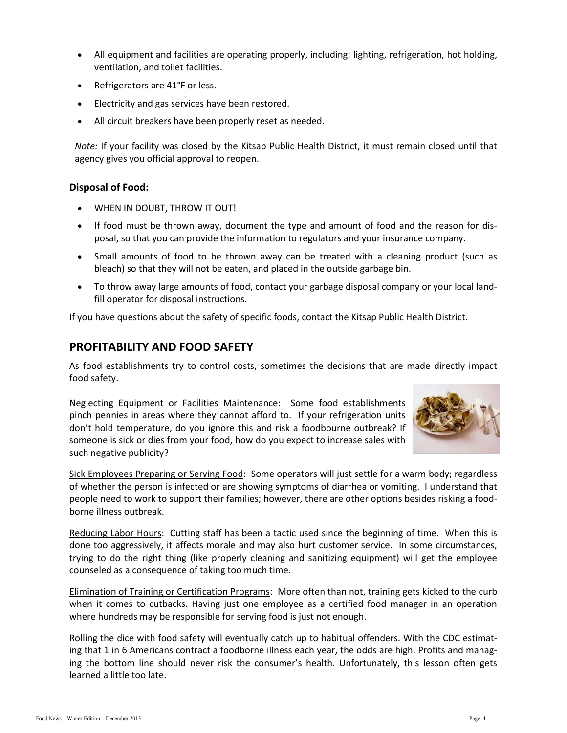- All equipment and facilities are operating properly, including: lighting, refrigeration, hot holding, ventilation, and toilet facilities.
- Refrigerators are 41°F or less.
- Electricity and gas services have been restored.
- All circuit breakers have been properly reset as needed.

*Note:* If your facility was closed by the Kitsap Public Health District, it must remain closed until that agency gives you official approval to reopen.

### Disposal of Food:

- WHEN IN DOUBT, THROW IT OUT!
- If food must be thrown away, document the type and amount of food and the reason for disposal, so that you can provide the information to regulators and your insurance company.
- Small amounts of food to be thrown away can be treated with a cleaning product (such as bleach) so that they will not be eaten, and placed in the outside garbage bin.
- To throw away large amounts of food, contact your garbage disposal company or your local landfill operator for disposal instructions.

If you have questions about the safety of specific foods, contact the Kitsap Public Health District.

## PROFITABILITY AND FOOD SAFETY

As food establishments try to control costs, sometimes the decisions that are made directly impact food safety.

Neglecting Equipment or Facilities Maintenance: Some food establishments pinch pennies in areas where they cannot afford to. If your refrigeration units don't hold temperature, do you ignore this and risk a foodbourne outbreak? If someone is sick or dies from your food, how do you expect to increase sales with such negative publicity?

Sick Employees Preparing or Serving Food: Some operators will just settle for a warm body; regardless of whether the person is infected or are showing symptoms of diarrhea or vomiting. I understand that people need to work to support their families; however, there are other options besides risking a foodborne illness outbreak.

Reducing Labor Hours: Cutting staff has been a tactic used since the beginning of time. When this is done too aggressively, it affects morale and may also hurt customer service. In some circumstances, trying to do the right thing (like properly cleaning and sanitizing equipment) will get the employee counseled as a consequence of taking too much time.

Elimination of Training or Certification Programs: More often than not, training gets kicked to the curb when it comes to cutbacks. Having just one employee as a certified food manager in an operation where hundreds may be responsible for serving food is just not enough.

Rolling the dice with food safety will eventually catch up to habitual offenders. With the CDC estimating that 1 in 6 Americans contract a foodborne illness each year, the odds are high. Profits and managing the bottom line should never risk the consumer's health. Unfortunately, this lesson often gets learned a little too late.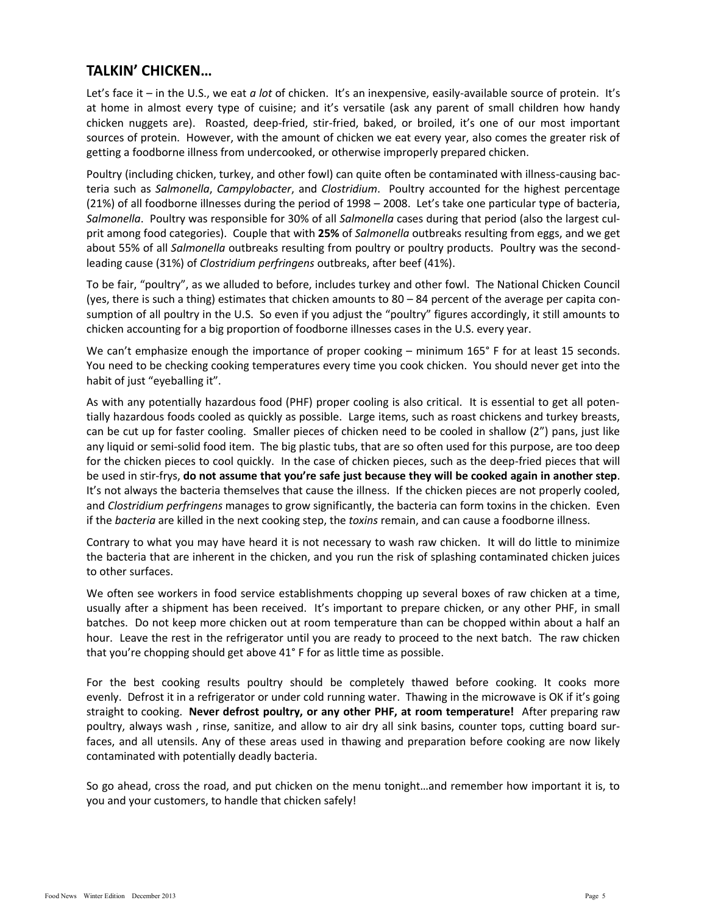## TALKIN' CHICKEN…

Let's face it – in the U.S., we eat *a lot* of chicken. It's an inexpensive, easily-available source of protein. It's at home in almost every type of cuisine; and it's versatile (ask any parent of small children how handy chicken nuggets are). Roasted, deep-fried, stir-fried, baked, or broiled, it's one of our most important sources of protein. However, with the amount of chicken we eat every year, also comes the greater risk of getting a foodborne illness from undercooked, or otherwise improperly prepared chicken.

Poultry (including chicken, turkey, and other fowl) can quite often be contaminated with illness-causing bacteria such as *Salmonella*, *Campylobacter*, and *Clostridium*. Poultry accounted for the highest percentage (21%) of all foodborne illnesses during the period of 1998 – 2008. Let's take one particular type of bacteria, *Salmonella*. Poultry was responsible for 30% of all *Salmonella* cases during that period (also the largest culprit among food categories). Couple that with **25%** of *Salmonella* outbreaks resulting from eggs, and we get about 55% of all *Salmonella* outbreaks resulting from poultry or poultry products. Poultry was the second-leading cause (31%) of *Clostridium perfringens* outbreaks, after beef (41%).

To be fair, "poultry", as we alluded to before, includes turkey and other fowl. The National Chicken Council (yes, there is such a thing) estimates that chicken amounts to 80 – 84 percent of the average per capita consumption of all poultry in the U.S. So even if you adjust the "poultry" figures accordingly, it still amounts to chicken accounting for a big proportion of foodborne illnesses cases in the U.S. every year.

We can't emphasize enough the importance of proper cooking – minimum 165° F for at least 15 seconds. You need to be checking cooking temperatures every time you cook chicken. You should never get into the habit of just "eyeballing it".

As with any potentially hazardous food (PHF) proper cooling is also critical. It is essential to get all potentially hazardous foods cooled as quickly as possible. Large items, such as roast chickens and turkey breasts, can be cut up for faster cooling. Smaller pieces of chicken need to be cooled in shallow (2") pans, just like any liquid or semi-solid food item. The big plastic tubs, that are so often used for this purpose, are too deep for the chicken pieces to cool quickly. In the case of chicken pieces, such as the deep-fried pieces that will be used in stir-frys, **do not assume that you're safe just because they will be cooked again in another step**. It's not always the bacteria themselves that cause the illness. If the chicken pieces are not properly cooled, and *Clostridium perfringens* manages to grow significantly, the bacteria can form toxins in the chicken. Even if the *bacteria* are killed in the next cooking step, the *toxins* remain, and can cause a foodborne illness.

Contrary to what you may have heard it is not necessary to wash raw chicken. It will do little to minimize the bacteria that are inherent in the chicken, and you run the risk of splashing contaminated chicken juices to other surfaces.

We often see workers in food service establishments chopping up several boxes of raw chicken at a time, usually after a shipment has been received. It's important to prepare chicken, or any other PHF, in small batches. Do not keep more chicken out at room temperature than can be chopped within about a half an hour. Leave the rest in the refrigerator until you are ready to proceed to the next batch. The raw chicken that you're chopping should get above 41° F for as little time as possible.

For the best cooking results poultry should be completely thawed before cooking. It cooks more evenly. Defrost it in a refrigerator or under cold running water. Thawing in the microwave is OK if it's going straight to cooking. **Never defrost poultry, or any other PHF, at room temperature!** After preparing raw poultry, always wash , rinse, sanitize, and allow to air dry all sink basins, counter tops, cutting board surfaces, and all utensils. Any of these areas used in thawing and preparation before cooking are now likely contaminated with potentially deadly bacteria.

So go ahead, cross the road, and put chicken on the menu tonight…and remember how important it is, to you and your customers, to handle that chicken safely!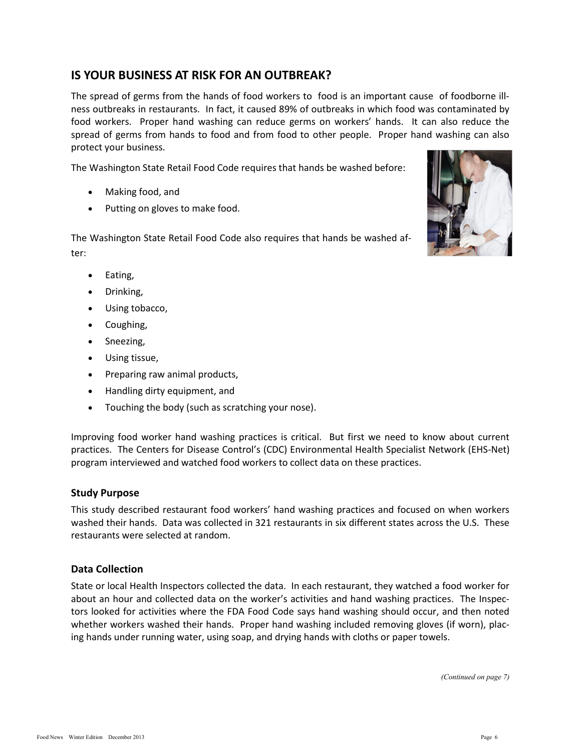## IS YOUR BUSINESS AT RISK FOR AN OUTBREAK?

The spread of germs from the hands of food workers to food is an important cause of foodborne illness outbreaks in restaurants. In fact, it caused 89% of outbreaks in which food was contaminated by food workers. Proper hand washing can reduce germs on workers' hands. It can also reduce the spread of germs from hands to food and from food to other people. Proper hand washing can also protect your business.

The Washington State Retail Food Code requires that hands be washed before:

- Making food, and
- Putting on gloves to make food.

The Washington State Retail Food Code also requires that hands be washed after:

- Eating,
- Drinking,
- Using tobacco,
- Coughing,
- Sneezing,
- Using tissue,
- Preparing raw animal products,
- Handling dirty equipment, and
- Touching the body (such as scratching your nose).

Improving food worker hand washing practices is critical. But first we need to know about current practices. The Centers for Disease Control's (CDC) Environmental Health Specialist Network (EHS-Net) program interviewed and watched food workers to collect data on these practices.

### Study Purpose

This study described restaurant food workers' hand washing practices and focused on when workers washed their hands. Data was collected in 321 restaurants in six different states across the U.S. These restaurants were selected at random.

### Data Collection

State or local Health Inspectors collected the data. In each restaurant, they watched a food worker for about an hour and collected data on the worker's activities and hand washing practices. The Inspectors looked for activities where the FDA Food Code says hand washing should occur, and then noted whether workers washed their hands. Proper hand washing included removing gloves (if worn), placing hands under running water, using soap, and drying hands with cloths or paper towels.

*(Continued on page 7)*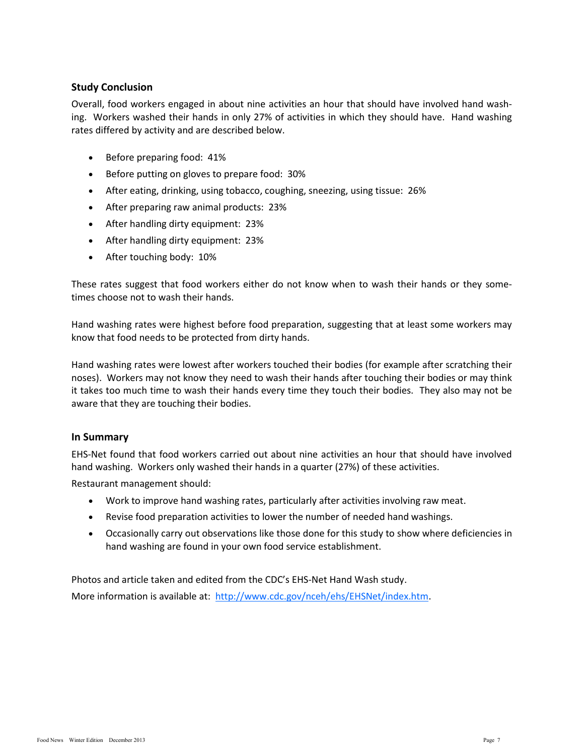### Study Conclusion

Overall, food workers engaged in about nine activities an hour that should have involved hand washing. Workers washed their hands in only 27% of activities in which they should have. Hand washing rates differed by activity and are described below.

- Before preparing food: 41%
- Before putting on gloves to prepare food: 30%
- After eating, drinking, using tobacco, coughing, sneezing, using tissue: 26%
- After preparing raw animal products: 23%
- After handling dirty equipment: 23%
- After handling dirty equipment: 23%
- After touching body: 10%

These rates suggest that food workers either do not know when to wash their hands or they sometimes choose not to wash their hands.

Hand washing rates were highest before food preparation, suggesting that at least some workers may know that food needs to be protected from dirty hands.

Hand washing rates were lowest after workers touched their bodies (for example after scratching their noses). Workers may not know they need to wash their hands after touching their bodies or may think it takes too much time to wash their hands every time they touch their bodies. They also may not be aware that they are touching their bodies.

### In Summary

EHS-Net found that food workers carried out about nine activities an hour that should have involved hand washing. Workers only washed their hands in a quarter (27%) of these activities.

Restaurant management should:

- Work to improve hand washing rates, particularly after activities involving raw meat.
- Revise food preparation activities to lower the number of needed hand washings.
- Occasionally carry out observations like those done for this study to show where deficiencies in hand washing are found in your own food service establishment.

Photos and article taken and edited from the CDC's EHS-Net Hand Wash study.

More information is available at: [http://www.cdc.gov/nceh/ehs/EHSNet/index.htm](http://www.cdc.gov/nceh/ehs/EHSNet/index.htm).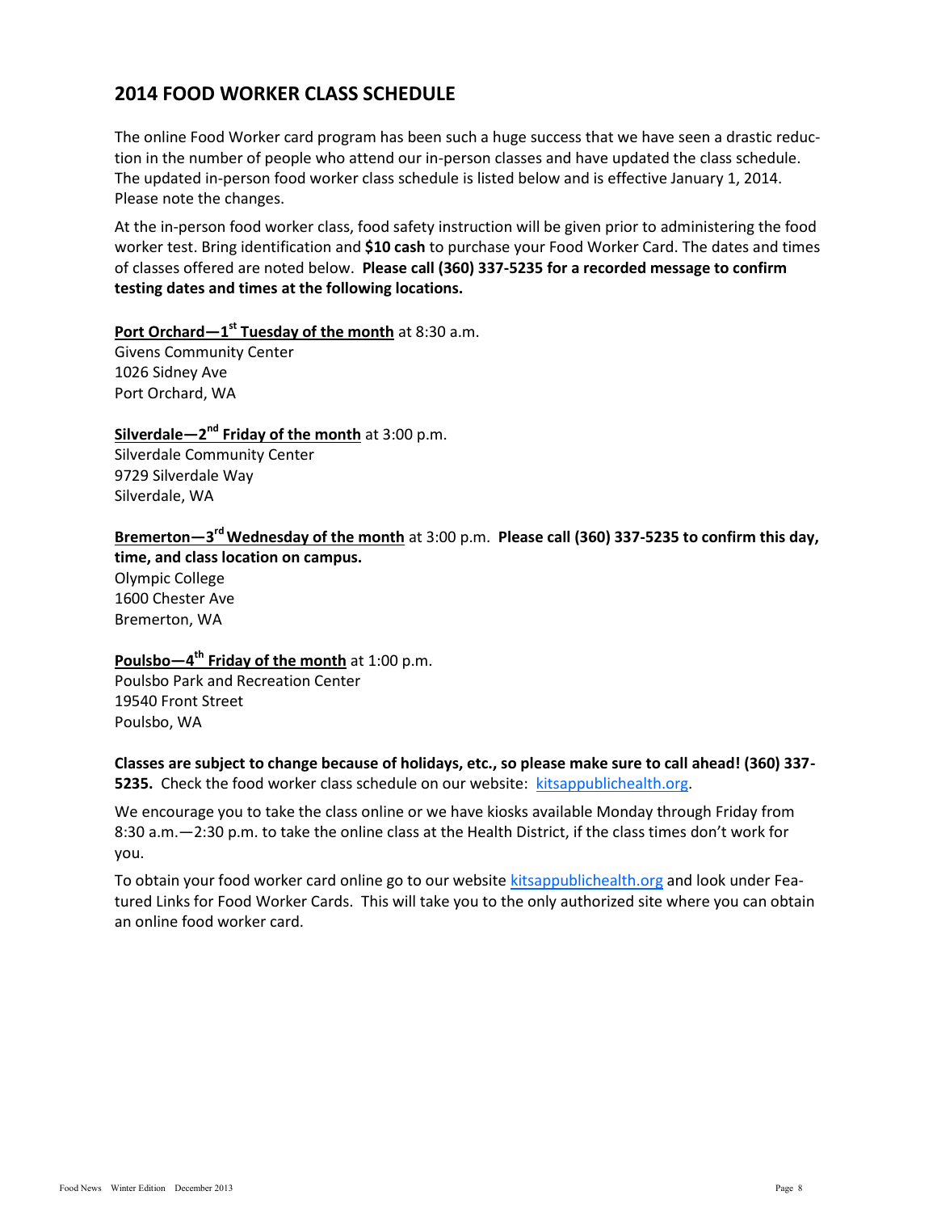## 2014 FOOD WORKER CLASS SCHEDULE

The online Food Worker card program has been such a huge success that we have seen a drastic reduction in the number of people who attend our in-person classes and have updated the class schedule. The updated in-person food worker class schedule is listed below and is effective January 1, 2014. Please note the changes.

At the in-person food worker class, food safety instruction will be given prior to administering the food worker test. Bring identification and **$10 cash** to purchase your Food Worker Card. The dates and times of classes offered are noted below. **Please call (360) 337-5235 for a recorded message to confirm testing dates and times at the following locations.**

**Port Orchard—1st Tuesday of the month** at 8:30 a.m.
Givens Community Center
1026 Sidney Ave
Port Orchard, WA

**Silverdale—2nd Friday of the month** at 3:00 p.m.
Silverdale Community Center
9729 Silverdale Way
Silverdale, WA

**Bremerton—3rd Wednesday of the month** at 3:00 p.m. **Please call (360) 337-5235 to confirm this day, time, and class location on campus.**
Olympic College
1600 Chester Ave
Bremerton, WA

**Poulsbo—4th Friday of the month** at 1:00 p.m.
Poulsbo Park and Recreation Center
19540 Front Street
Poulsbo, WA

**Classes are subject to change because of holidays, etc., so please make sure to call ahead! (360) 337-5235.** Check the food worker class schedule on our website: kitsappublichealth.org.

We encourage you to take the class online or we have kiosks available Monday through Friday from 8:30 a.m.—2:30 p.m. to take the online class at the Health District, if the class times don't work for you.

To obtain your food worker card online go to our website kitsappublichealth.org and look under Featured Links for Food Worker Cards. This will take you to the only authorized site where you can obtain an online food worker card.